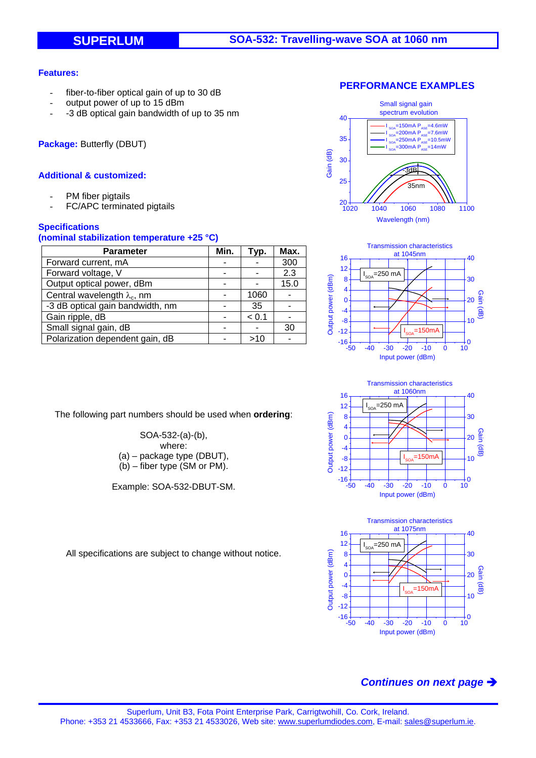# SUPERLUM — SOA-532: Travelling-wave SOA at 1060 nm

**Features:**

- fiber-to-fiber optical gain of up to 30 dB
- output power of up to 15 dBm
- -3 dB optical gain bandwidth of up to 35 nm

**Package:** Butterfly (DBUT)

**Additional & customized:**

- PM fiber pigtails
- FC/APC terminated pigtails

**Specifications**
**(nominal stabilization temperature +25 °C)**

| Parameter | Min. | Typ. | Max. |
|---|---|---|---|
| Forward current, mA | - | - | 300 |
| Forward voltage, V | - | - | 2.3 |
| Output optical power, dBm | - | - | 15.0 |
| Central wavelength $\lambda_c$, nm | - | 1060 | - |
| -3 dB optical gain bandwidth, nm | - | 35 | - |
| Gain ripple, dB | - | < 0.1 | - |
| Small signal gain, dB | - | - | 30 |
| Polarization dependent gain, dB | - | >10 | - |

The following part numbers should be used when **ordering**:

SOA-532-(a)-(b),
where:
(a) – package type (DBUT),
(b) – fiber type (SM or PM).

Example: SOA-532-DBUT-SM.

All specifications are subject to change without notice.

## PERFORMANCE EXAMPLES

Small signal gain spectrum evolution

($I_{SOA}$=150mA $P_{ASE}$=4.6mW; $I_{SOA}$=200mA $P_{ASE}$=7.6mW; $I_{SOA}$=250mA $P_{ASE}$=10.5mW; $I_{SOA}$=300mA $P_{ASE}$=14mW; -3dB, 35nm)

Transmission characteristics at 1045nm ($I_{SOA}$=250 mA, $I_{SOA}$=150mA)

Transmission characteristics at 1060nm ($I_{SOA}$=250 mA, $I_{SOA}$=150mA)

Transmission characteristics at 1075nm ($I_{SOA}$=250 mA, $I_{SOA}$=150mA)

*Continues on next page ➔*

Superlum, Unit B3, Fota Point Enterprise Park, Carrigtwohill, Co. Cork, Ireland.
Phone: +353 21 4533666, Fax: +353 21 4533026, Web site: www.superlumdiodes.com, E-mail: sales@superlum.ie.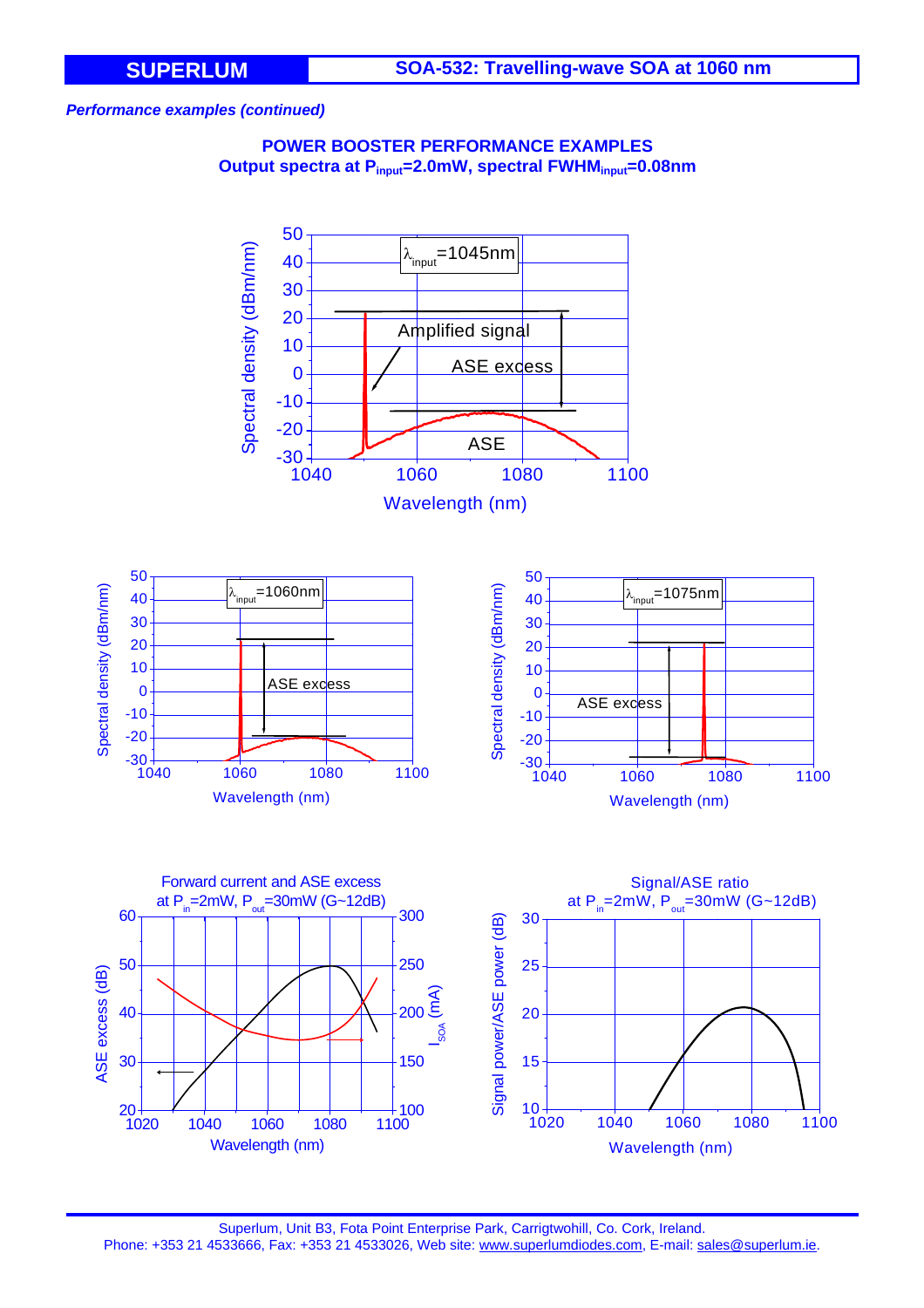*Performance examples (continued)*

**POWER BOOSTER PERFORMANCE EXAMPLES**
**Output spectra at $P_{input}$=2.0mW, spectral $FWHM_{input}$=0.08nm**

$\lambda_{input}$=1045nm

Amplified signal

ASE excess

ASE

Spectral density (dBm/nm)

50 40 30 20 10 0 -10 -20 -30

1040 1060 1080 1100

Wavelength (nm)

$\lambda_{input}$=1060nm

ASE excess

Spectral density (dBm/nm)

50 40 30 20 10 0 -10 -20 -30

1040 1060 1080 1100

Wavelength (nm)

$\lambda_{input}$=1075nm

ASE excess

Spectral density (dBm/nm)

50 40 30 20 10 0 -10 -20 -30

1040 1060 1080 1100

Wavelength (nm)

Forward current and ASE excess
at $P_{in}$=2mW, $P_{out}$=30mW (G~12dB)

ASE excess (dB)

60 50 40 30 20

$I_{SOA}$ (mA)

300 250 200 150 100

1020 1040 1060 1080 1100

Wavelength (nm)

Signal/ASE ratio
at $P_{in}$=2mW, $P_{out}$=30mW (G~12dB)

Signal power/ASE power (dB)

30 25 20 15 10

1020 1040 1060 1080 1100

Wavelength (nm)

Superlum, Unit B3, Fota Point Enterprise Park, Carrigtwohill, Co. Cork, Ireland.
Phone: +353 21 4533666, Fax: +353 21 4533026, Web site: www.superlumdiodes.com, E-mail: sales@superlum.ie.